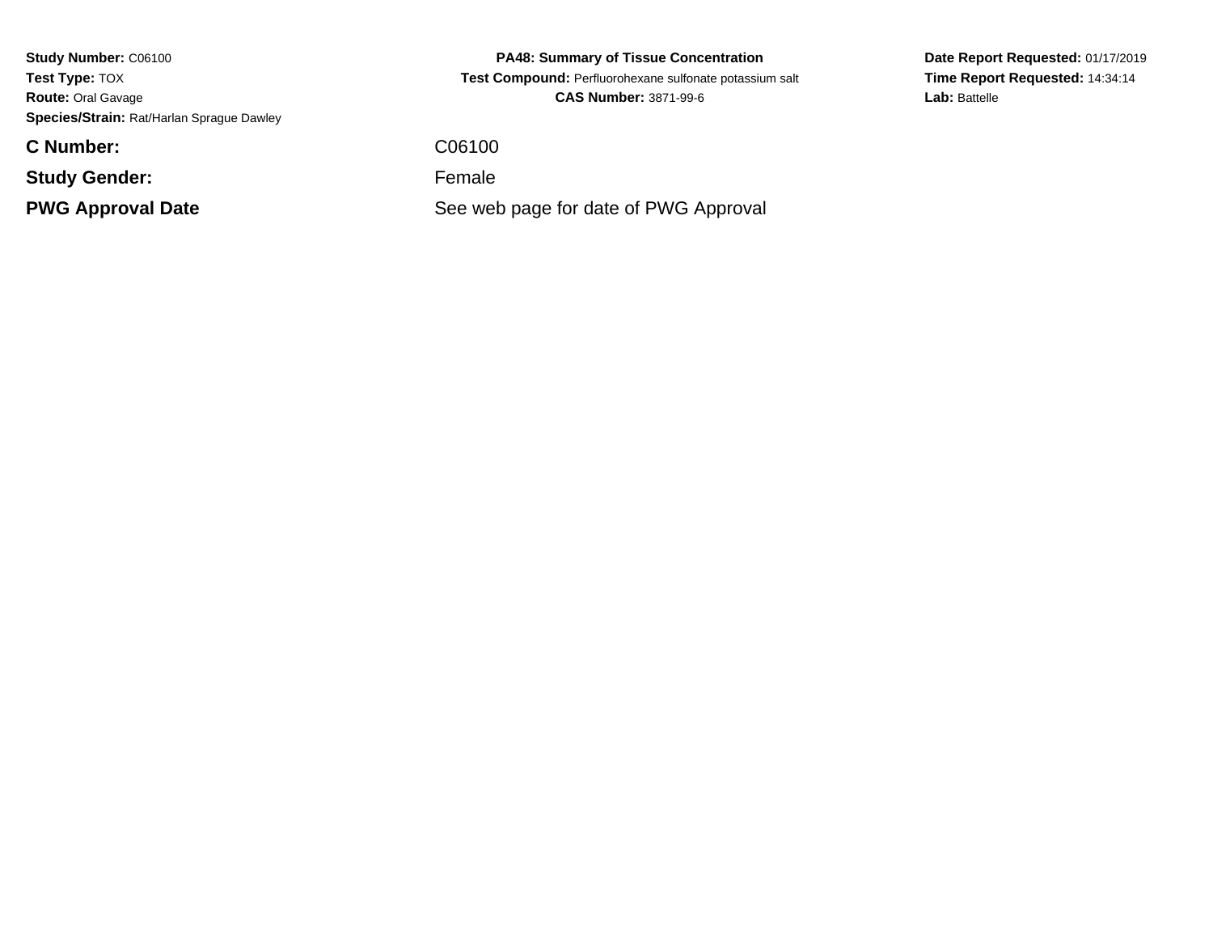**Study Number:** C06100
**Test Type:** TOX
**Route:** Oral Gavage
**Species/Strain:** Rat/Harlan Sprague Dawley

**PA48: Summary of Tissue Concentration**
**Test Compound:** Perfluorohexane sulfonate potassium salt
**CAS Number:** 3871-99-6

**Date Report Requested:** 01/17/2019
**Time Report Requested:** 14:34:14
**Lab:** Battelle

| | |
|---|---|
| **C Number:** | C06100 |
| **Study Gender:** | Female |
| **PWG Approval Date** | See web page for date of PWG Approval |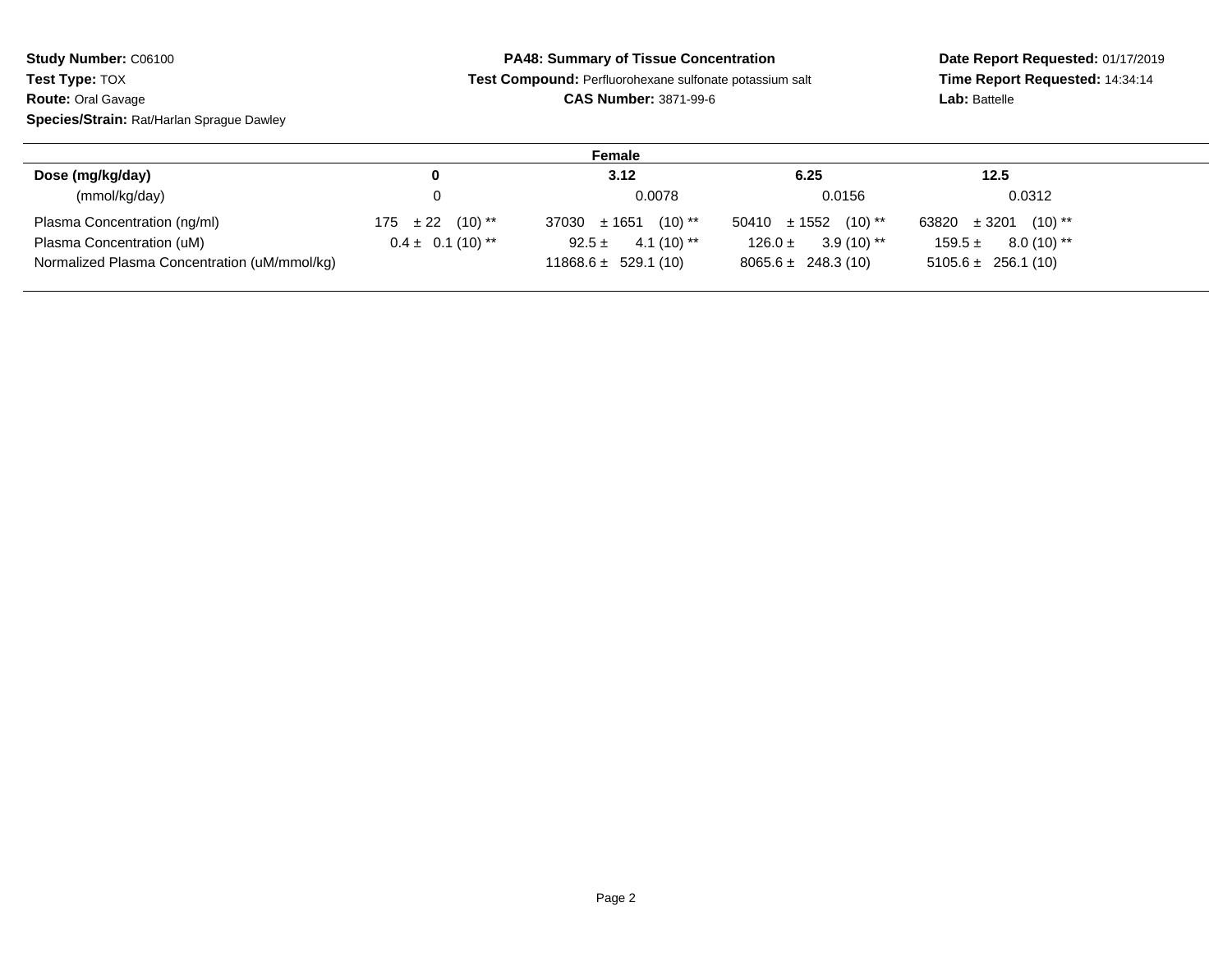**Study Number:** C06100
**Test Type:** TOX
**Route:** Oral Gavage
**Species/Strain:** Rat/Harlan Sprague Dawley

**PA48: Summary of Tissue Concentration**
**Test Compound:** Perfluorohexane sulfonate potassium salt
**CAS Number:** 3871-99-6

**Date Report Requested:** 01/17/2019
**Time Report Requested:** 14:34:14
**Lab:** Battelle

| | Female | | | |
|---|---|---|---|---|
| **Dose (mg/kg/day)** | **0** | **3.12** | **6.25** | **12.5** |
| (mmol/kg/day) | 0 | 0.0078 | 0.0156 | 0.0312 |
| Plasma Concentration (ng/ml) | 175 ± 22 (10) ** | 37030 ± 1651 (10) ** | 50410 ± 1552 (10) ** | 63820 ± 3201 (10) ** |
| Plasma Concentration (uM) | 0.4 ± 0.1 (10) ** | 92.5 ± 4.1 (10) ** | 126.0 ± 3.9 (10) ** | 159.5 ± 8.0 (10) ** |
| Normalized Plasma Concentration (uM/mmol/kg) | | 11868.6 ± 529.1 (10) | 8065.6 ± 248.3 (10) | 5105.6 ± 256.1 (10) |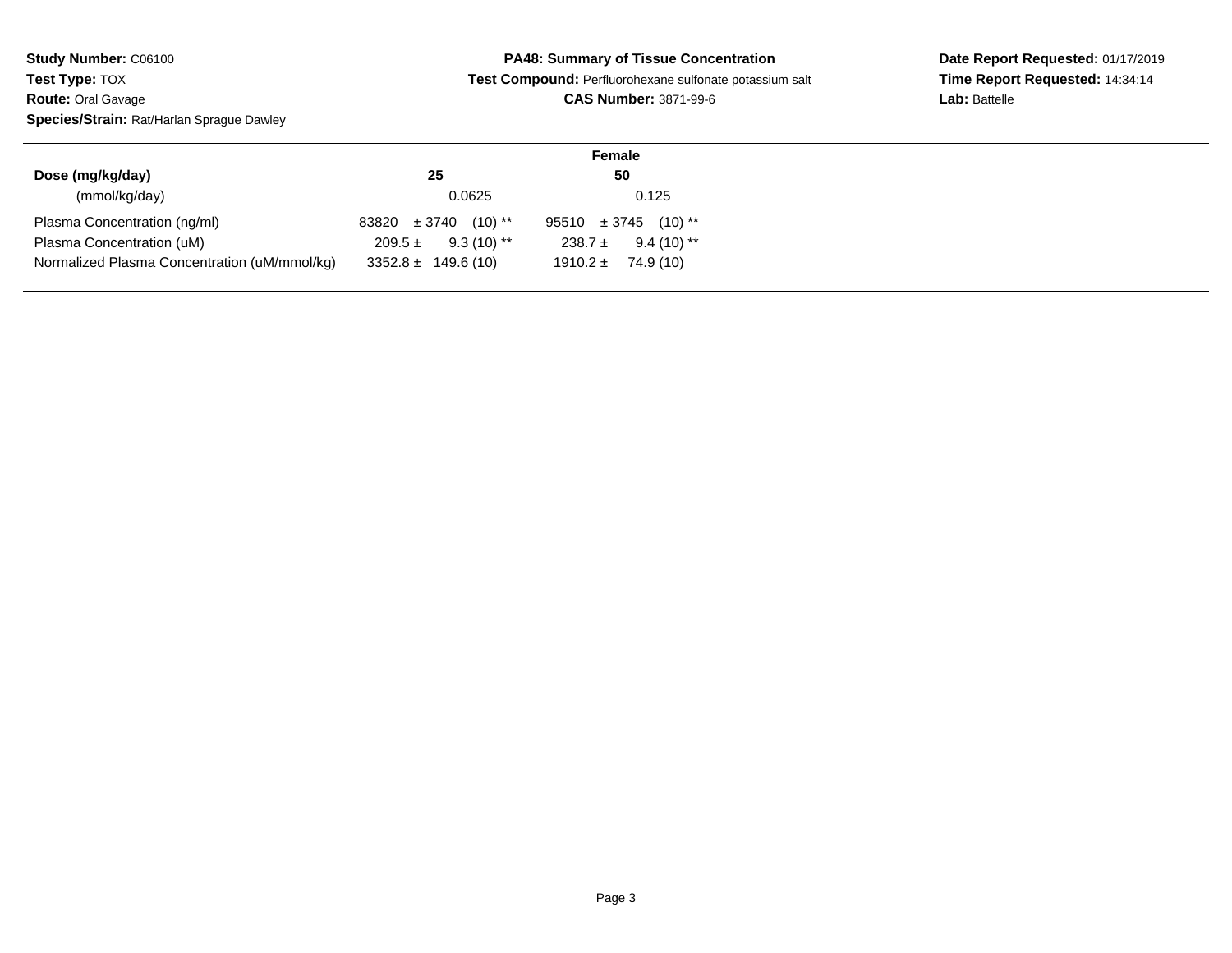**Study Number:** C06100
**Test Type:** TOX
**Route:** Oral Gavage
**Species/Strain:** Rat/Harlan Sprague Dawley

**PA48: Summary of Tissue Concentration**
**Test Compound:** Perfluorohexane sulfonate potassium salt
**CAS Number:** 3871-99-6

**Date Report Requested:** 01/17/2019
**Time Report Requested:** 14:34:14
**Lab:** Battelle

| | Female | |
|---|---|---|
| **Dose (mg/kg/day)** | **25** | **50** |
| (mmol/kg/day) | 0.0625 | 0.125 |
| Plasma Concentration (ng/ml) | 83820 ± 3740 (10) ** | 95510 ± 3745 (10) ** |
| Plasma Concentration (uM) | 209.5 ± 9.3 (10) ** | 238.7 ± 9.4 (10) ** |
| Normalized Plasma Concentration (uM/mmol/kg) | 3352.8 ± 149.6 (10) | 1910.2 ± 74.9 (10) |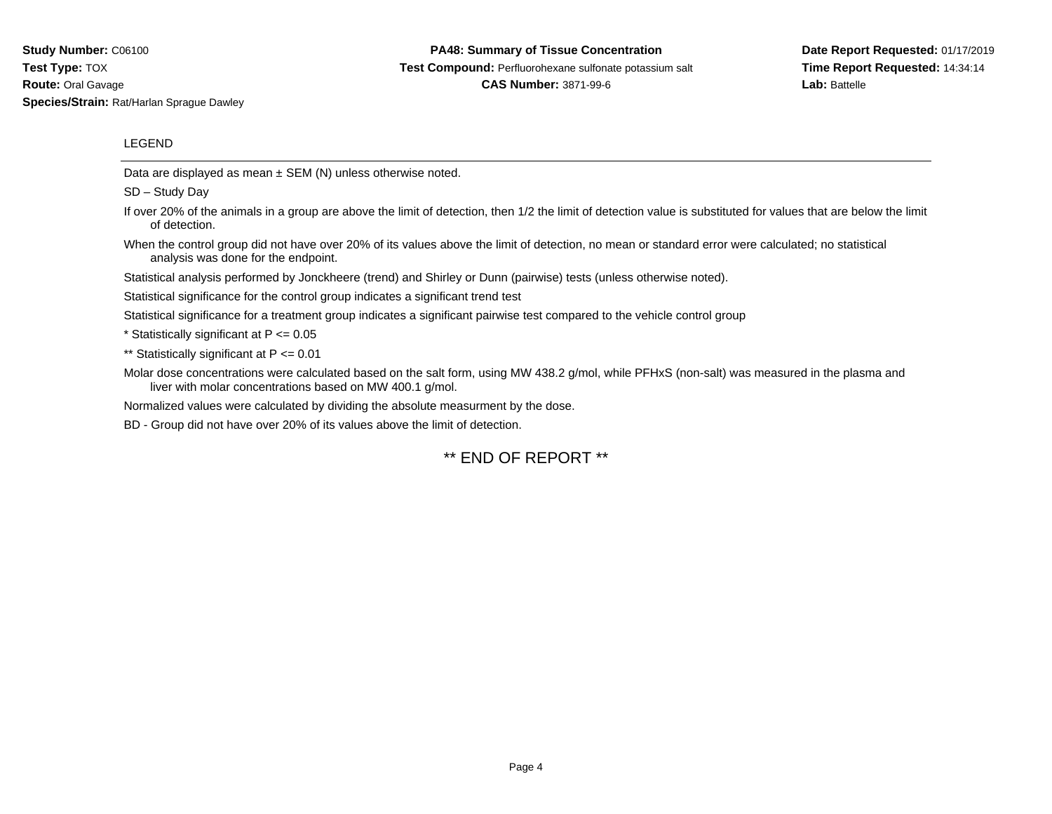LEGEND

Data are displayed as mean ± SEM (N) unless otherwise noted.

SD – Study Day

If over 20% of the animals in a group are above the limit of detection, then 1/2 the limit of detection value is substituted for values that are below the limit of detection.

When the control group did not have over 20% of its values above the limit of detection, no mean or standard error were calculated; no statistical analysis was done for the endpoint.

Statistical analysis performed by Jonckheere (trend) and Shirley or Dunn (pairwise) tests (unless otherwise noted).

Statistical significance for the control group indicates a significant trend test

Statistical significance for a treatment group indicates a significant pairwise test compared to the vehicle control group

* Statistically significant at P <= 0.05

** Statistically significant at P <= 0.01

Molar dose concentrations were calculated based on the salt form, using MW 438.2 g/mol, while PFHxS (non-salt) was measured in the plasma and liver with molar concentrations based on MW 400.1 g/mol.

Normalized values were calculated by dividing the absolute measurment by the dose.

BD - Group did not have over 20% of its values above the limit of detection.

** END OF REPORT **